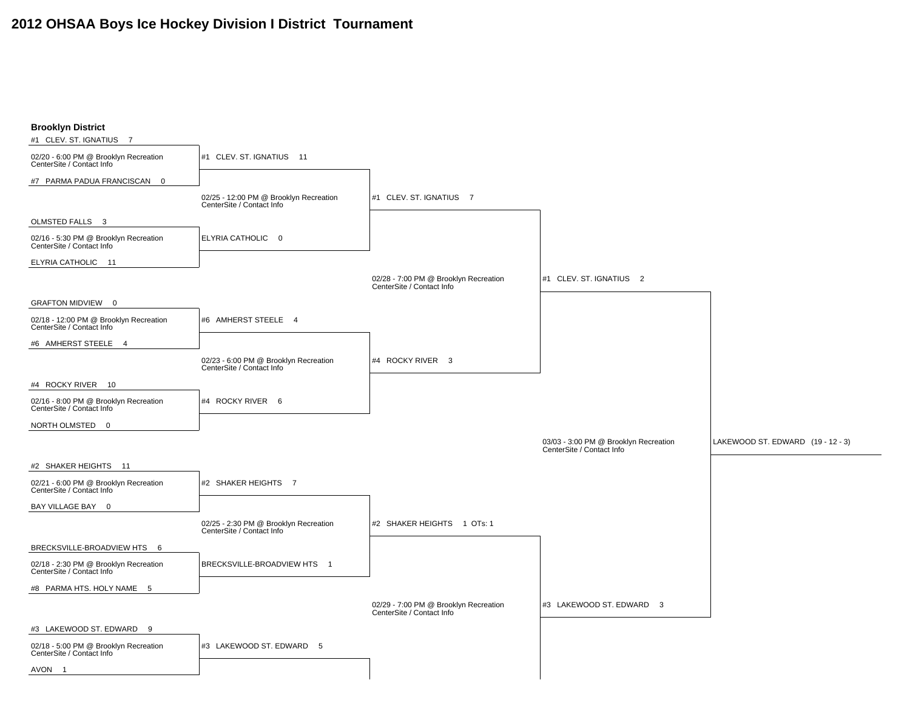# 2012 OHSAA Boys Ice Hockey Division I District Tournament

## Brooklyn District

### First Round

- #1 CLEV. ST. IGNATIUS 7 vs. #7 PARMA PADUA FRANCISCAN 0 — 02/20 - 6:00 PM @ Brooklyn Recreation CenterSite / Contact Info
- OLMSTED FALLS 3 vs. ELYRIA CATHOLIC 11 — 02/16 - 5:30 PM @ Brooklyn Recreation CenterSite / Contact Info
- GRAFTON MIDVIEW 0 vs. #6 AMHERST STEELE 4 — 02/18 - 12:00 PM @ Brooklyn Recreation CenterSite / Contact Info
- #4 ROCKY RIVER 10 vs. NORTH OLMSTED 0 — 02/16 - 8:00 PM @ Brooklyn Recreation CenterSite / Contact Info
- #2 SHAKER HEIGHTS 11 vs. BAY VILLAGE BAY 0 — 02/21 - 6:00 PM @ Brooklyn Recreation CenterSite / Contact Info
- BRECKSVILLE-BROADVIEW HTS 6 vs. #8 PARMA HTS. HOLY NAME 5 — 02/18 - 2:30 PM @ Brooklyn Recreation CenterSite / Contact Info
- #3 LAKEWOOD ST. EDWARD 9 vs. AVON 1 — 02/18 - 5:00 PM @ Brooklyn Recreation CenterSite / Contact Info

### Second Round

- #1 CLEV. ST. IGNATIUS 11 vs. ELYRIA CATHOLIC 0 — 02/25 - 12:00 PM @ Brooklyn Recreation CenterSite / Contact Info
- #6 AMHERST STEELE 4 vs. #4 ROCKY RIVER 6 — 02/23 - 6:00 PM @ Brooklyn Recreation CenterSite / Contact Info
- #2 SHAKER HEIGHTS 7 vs. BRECKSVILLE-BROADVIEW HTS 1 — 02/25 - 2:30 PM @ Brooklyn Recreation CenterSite / Contact Info
- #3 LAKEWOOD ST. EDWARD 5 (bye into next round)

### Semifinals

- #1 CLEV. ST. IGNATIUS 7 vs. #4 ROCKY RIVER 3 — 02/28 - 7:00 PM @ Brooklyn Recreation CenterSite / Contact Info
- #2 SHAKER HEIGHTS 1 OTs: 1 vs. #3 LAKEWOOD ST. EDWARD — 02/29 - 7:00 PM @ Brooklyn Recreation CenterSite / Contact Info

### Final

- #1 CLEV. ST. IGNATIUS 2 vs. #3 LAKEWOOD ST. EDWARD 3 — 03/03 - 3:00 PM @ Brooklyn Recreation CenterSite / Contact Info

### Champion

LAKEWOOD ST. EDWARD (19 - 12 - 3)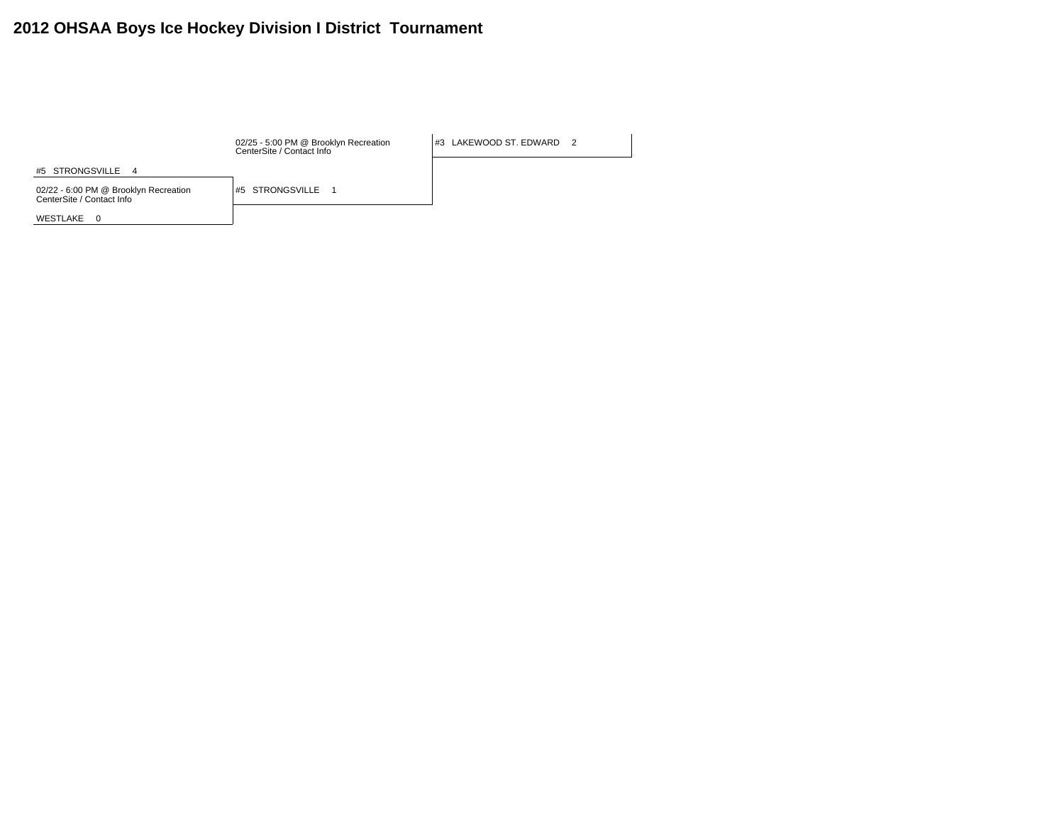# 2012 OHSAA Boys Ice Hockey Division I District Tournament

#5 STRONGSVILLE 4

02/22 - 6:00 PM @ Brooklyn Recreation CenterSite / Contact Info

WESTLAKE 0

02/25 - 5:00 PM @ Brooklyn Recreation CenterSite / Contact Info

#5 STRONGSVILLE 1

#3 LAKEWOOD ST. EDWARD 2